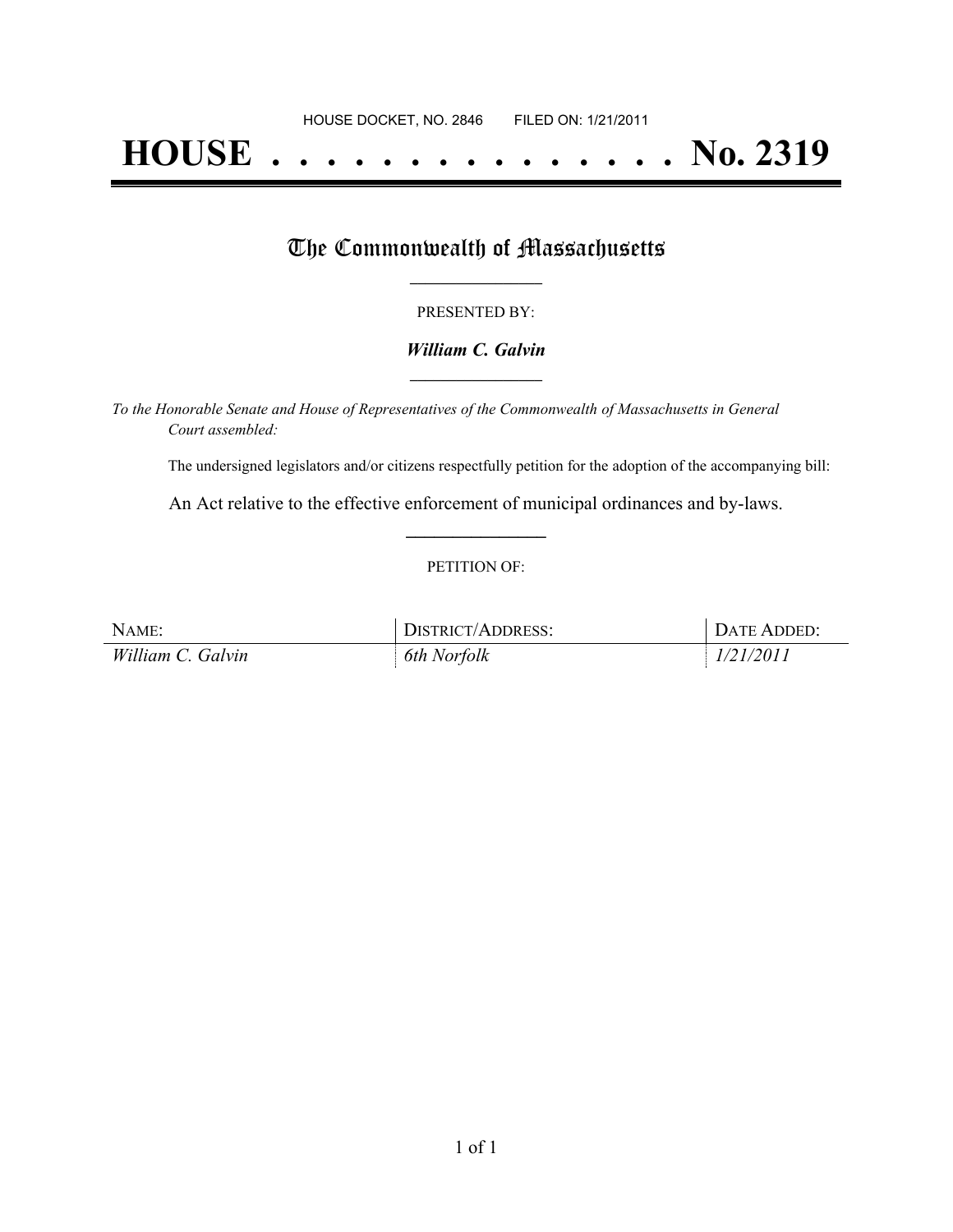HOUSE DOCKET, NO. 2846 FILED ON: 1/21/2011

# HOUSE . . . . . . . . . . . . . . . No. 2319

## The Commonwealth of Massachusetts

PRESENTED BY:

***William C. Galvin***

*To the Honorable Senate and House of Representatives of the Commonwealth of Massachusetts in General Court assembled:*

The undersigned legislators and/or citizens respectfully petition for the adoption of the accompanying bill:

An Act relative to the effective enforcement of municipal ordinances and by-laws.

PETITION OF:

| NAME: | DISTRICT/ADDRESS: | DATE ADDED: |
| --- | --- | --- |
| *William C. Galvin* | *6th Norfolk* | *1/21/2011* |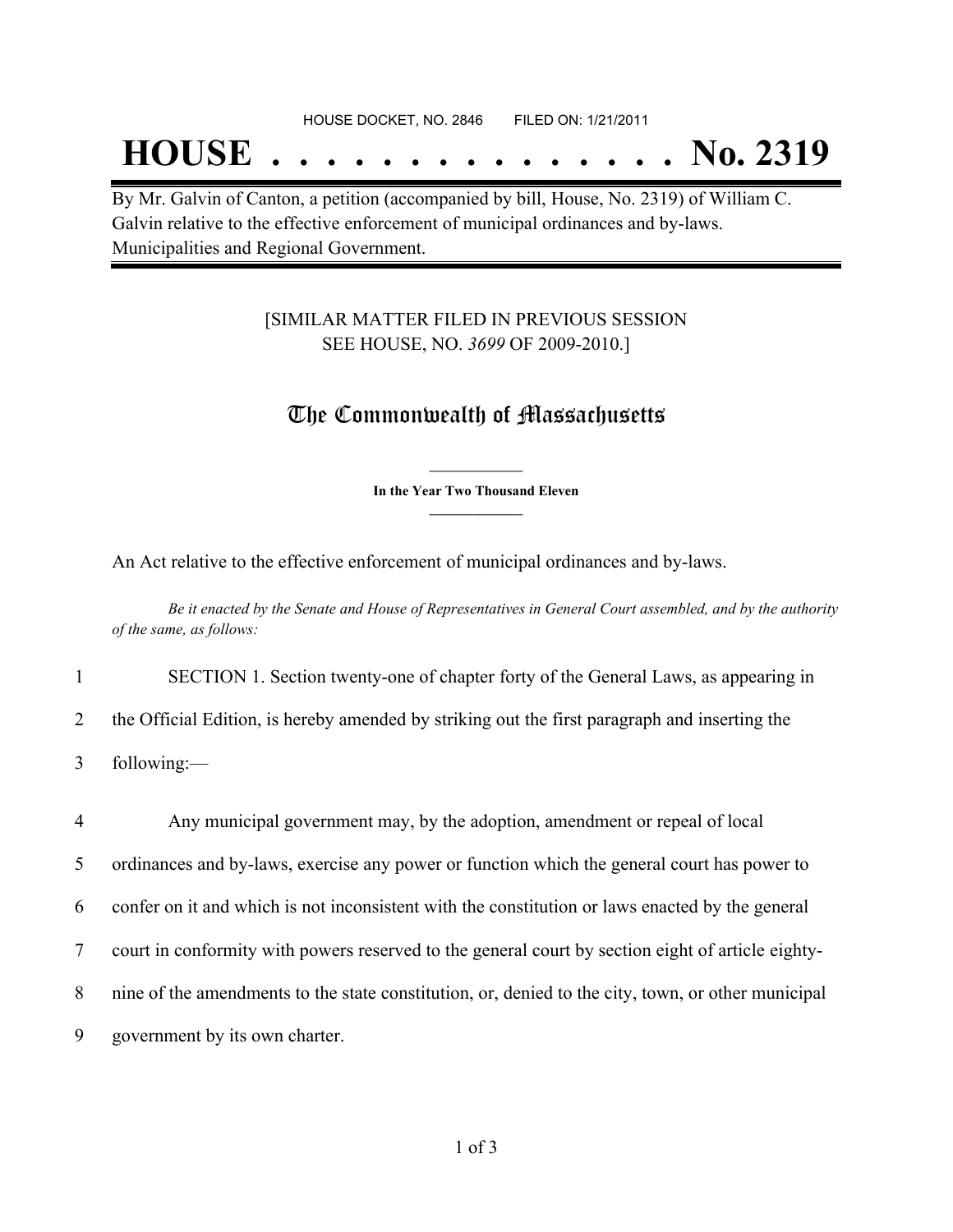HOUSE DOCKET, NO. 2846 FILED ON: 1/21/2011

# HOUSE . . . . . . . . . . . . . . . No. 2319

By Mr. Galvin of Canton, a petition (accompanied by bill, House, No. 2319) of William C. Galvin relative to the effective enforcement of municipal ordinances and by-laws. Municipalities and Regional Government.

[SIMILAR MATTER FILED IN PREVIOUS SESSION SEE HOUSE, NO. *3699* OF 2009-2010.]

## The Commonwealth of Massachusetts

**In the Year Two Thousand Eleven**

An Act relative to the effective enforcement of municipal ordinances and by-laws.

*Be it enacted by the Senate and House of Representatives in General Court assembled, and by the authority of the same, as follows:*

1 SECTION 1. Section twenty-one of chapter forty of the General Laws, as appearing in
2 the Official Edition, is hereby amended by striking out the first paragraph and inserting the
3 following:—

4 Any municipal government may, by the adoption, amendment or repeal of local
5 ordinances and by-laws, exercise any power or function which the general court has power to
6 confer on it and which is not inconsistent with the constitution or laws enacted by the general
7 court in conformity with powers reserved to the general court by section eight of article eighty-
8 nine of the amendments to the state constitution, or, denied to the city, town, or other municipal
9 government by its own charter.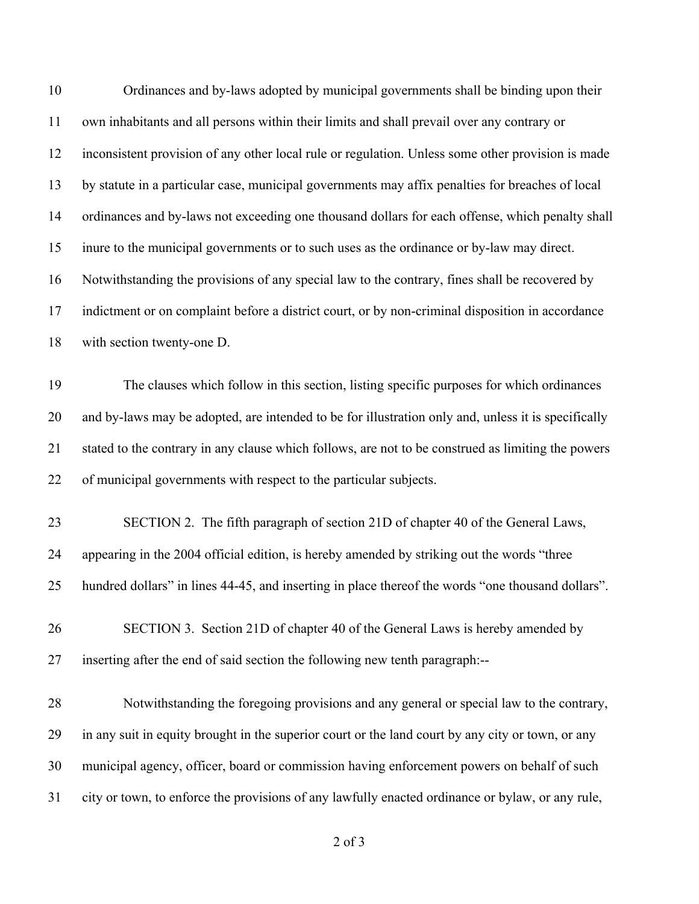Ordinances and by-laws adopted by municipal governments shall be binding upon their own inhabitants and all persons within their limits and shall prevail over any contrary or inconsistent provision of any other local rule or regulation. Unless some other provision is made by statute in a particular case, municipal governments may affix penalties for breaches of local ordinances and by-laws not exceeding one thousand dollars for each offense, which penalty shall inure to the municipal governments or to such uses as the ordinance or by-law may direct. Notwithstanding the provisions of any special law to the contrary, fines shall be recovered by indictment or on complaint before a district court, or by non-criminal disposition in accordance with section twenty-one D.

The clauses which follow in this section, listing specific purposes for which ordinances and by-laws may be adopted, are intended to be for illustration only and, unless it is specifically stated to the contrary in any clause which follows, are not to be construed as limiting the powers of municipal governments with respect to the particular subjects.

SECTION 2. The fifth paragraph of section 21D of chapter 40 of the General Laws, appearing in the 2004 official edition, is hereby amended by striking out the words "three hundred dollars" in lines 44-45, and inserting in place thereof the words "one thousand dollars".

SECTION 3. Section 21D of chapter 40 of the General Laws is hereby amended by inserting after the end of said section the following new tenth paragraph:--

Notwithstanding the foregoing provisions and any general or special law to the contrary, in any suit in equity brought in the superior court or the land court by any city or town, or any municipal agency, officer, board or commission having enforcement powers on behalf of such city or town, to enforce the provisions of any lawfully enacted ordinance or bylaw, or any rule,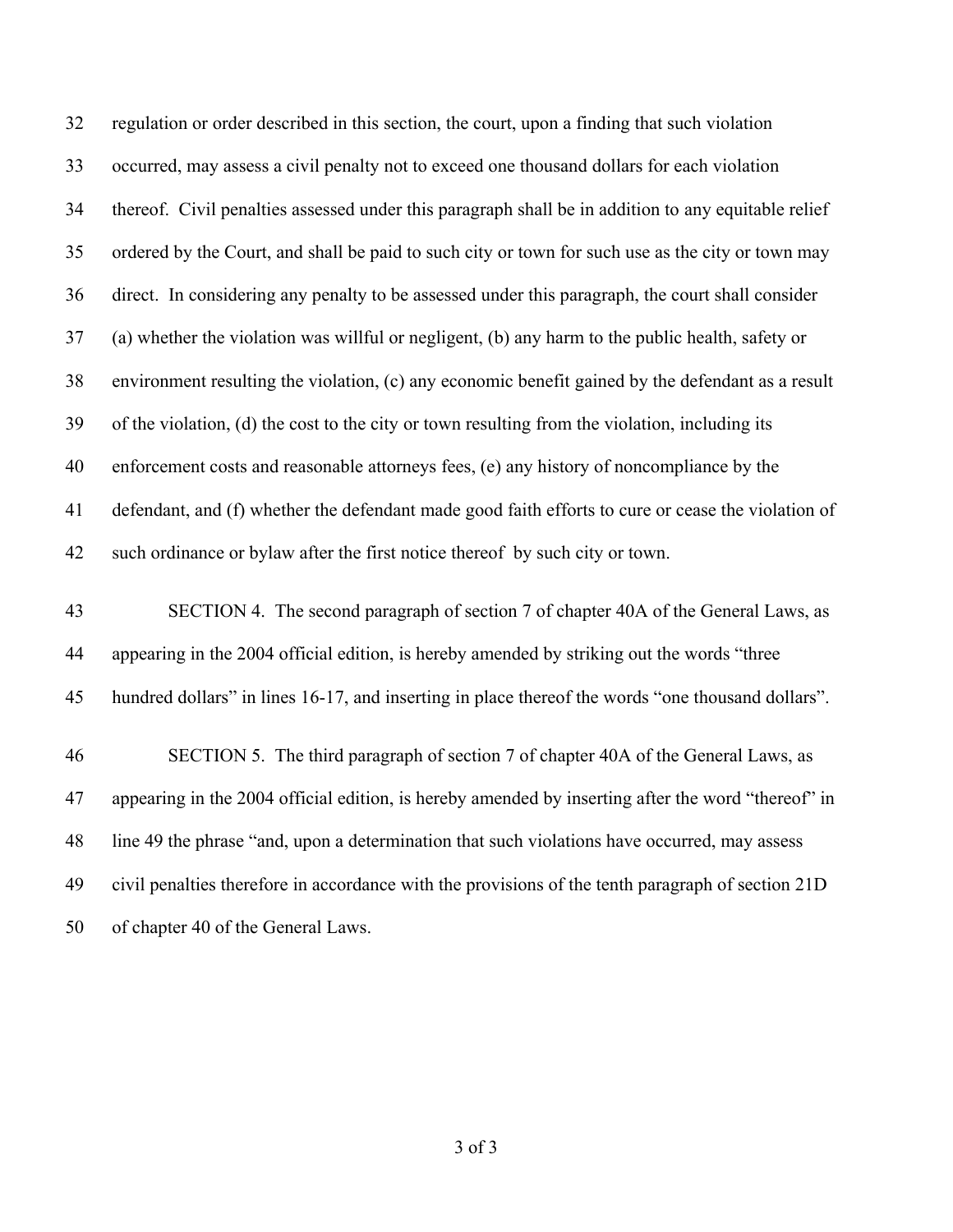regulation or order described in this section, the court, upon a finding that such violation occurred, may assess a civil penalty not to exceed one thousand dollars for each violation thereof. Civil penalties assessed under this paragraph shall be in addition to any equitable relief ordered by the Court, and shall be paid to such city or town for such use as the city or town may direct. In considering any penalty to be assessed under this paragraph, the court shall consider (a) whether the violation was willful or negligent, (b) any harm to the public health, safety or environment resulting the violation, (c) any economic benefit gained by the defendant as a result of the violation, (d) the cost to the city or town resulting from the violation, including its enforcement costs and reasonable attorneys fees, (e) any history of noncompliance by the defendant, and (f) whether the defendant made good faith efforts to cure or cease the violation of such ordinance or bylaw after the first notice thereof by such city or town.

SECTION 4. The second paragraph of section 7 of chapter 40A of the General Laws, as appearing in the 2004 official edition, is hereby amended by striking out the words "three hundred dollars" in lines 16-17, and inserting in place thereof the words "one thousand dollars".

SECTION 5. The third paragraph of section 7 of chapter 40A of the General Laws, as appearing in the 2004 official edition, is hereby amended by inserting after the word "thereof" in line 49 the phrase "and, upon a determination that such violations have occurred, may assess civil penalties therefore in accordance with the provisions of the tenth paragraph of section 21D of chapter 40 of the General Laws.